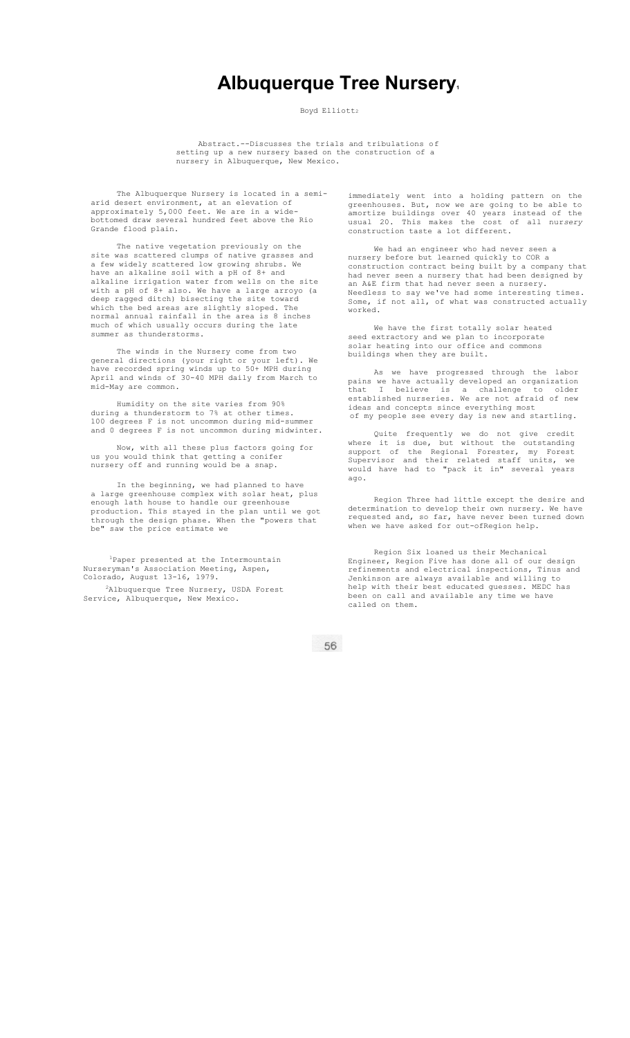# Albuquerque Tree Nursery[1]

Boyd Elliott[2]

Abstract.--Discusses the trials and tribulations of setting up a new nursery based on the construction of a nursery in Albuquerque, New Mexico.

The Albuquerque Nursery is located in a semi-arid desert environment, at an elevation of approximately 5,000 feet. We are in a wide-bottomed draw several hundred feet above the Rio Grande flood plain.

The native vegetation previously on the site was scattered clumps of native grasses and a few widely scattered low growing shrubs. We have an alkaline soil with a pH of 8+ and alkaline irrigation water from wells on the site with a pH of 8+ also. We have a large arroyo (a deep ragged ditch) bisecting the site toward which the bed areas are slightly sloped. The normal annual rainfall in the area is 8 inches much of which usually occurs during the late summer as thunderstorms.

The winds in the Nursery come from two general directions (your right or your left). We have recorded spring winds up to 50+ MPH during April and winds of 30-40 MPH daily from March to mid-May are common.

Humidity on the site varies from 90% during a thunderstorm to 7% at other times. 100 degrees F is not uncommon during mid-summer and 0 degrees F is not uncommon during midwinter.

Now, with all these plus factors going for us you would think that getting a conifer nursery off and running would be a snap.

In the beginning, we had planned to have a large greenhouse complex with solar heat, plus enough lath house to handle our greenhouse production. This stayed in the plan until we got through the design phase. When the "powers that be" saw the price estimate we immediately went into a holding pattern on the greenhouses. But, now we are going to be able to amortize buildings over 40 years instead of the usual 20. This makes the cost of all nursery construction taste a lot different.

We had an engineer who had never seen a nursery before but learned quickly to COR a construction contract being built by a company that had never seen a nursery that had been designed by an A&E firm that had never seen a nursery. Needless to say we've had some interesting times. Some, if not all, of what was constructed actually worked.

We have the first totally solar heated seed extractory and we plan to incorporate solar heating into our office and commons buildings when they are built.

As we have progressed through the labor pains we have actually developed an organization that I believe is a challenge to older established nurseries. We are not afraid of new ideas and concepts since everything most of my people see every day is new and startling.

Quite frequently we do not give credit where it is due, but without the outstanding support of the Regional Forester, my Forest Supervisor and their related staff units, we would have had to "pack it in" several years ago.

Region Three had little except the desire and determination to develop their own nursery. We have requested and, so far, have never been turned down when we have asked for out-ofRegion help.

Region Six loaned us their Mechanical Engineer, Region Five has done all of our design refinements and electrical inspections, Tinus and Jenkinson are always available and willing to help with their best educated guesses. MEDC has been on call and available any time we have called on them.

[1] Paper presented at the Intermountain Nurseryman's Association Meeting, Aspen, Colorado, August 13-16, 1979.

[2] Albuquerque Tree Nursery, USDA Forest Service, Albuquerque, New Mexico.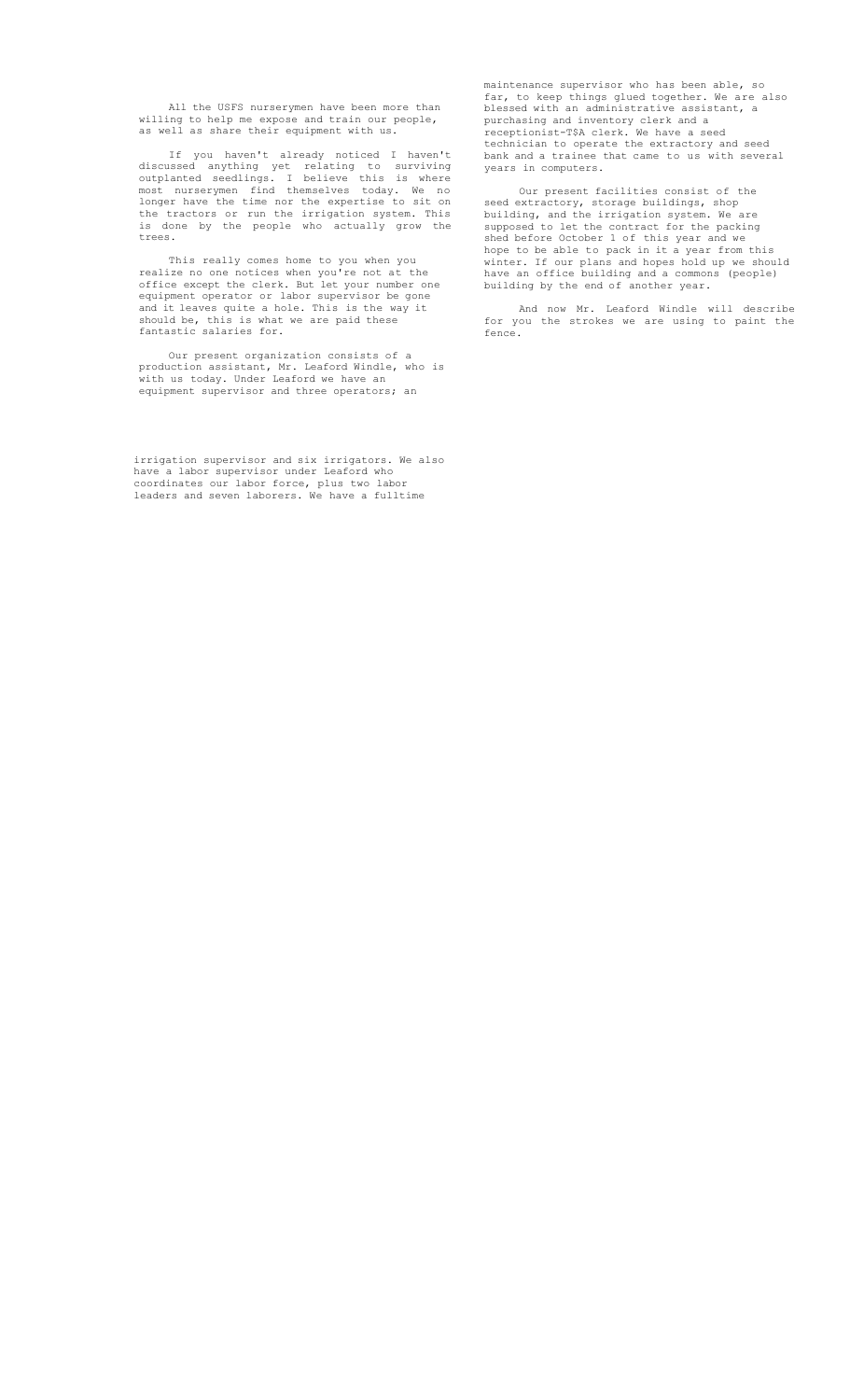All the USFS nurserymen have been more than willing to help me expose and train our people, as well as share their equipment with us.

If you haven't already noticed I haven't discussed anything yet relating to surviving outplanted seedlings. I believe this is where most nurserymen find themselves today. We no longer have the time nor the expertise to sit on the tractors or run the irrigation system. This is done by the people who actually grow the trees.

This really comes home to you when you realize no one notices when you're not at the office except the clerk. But let your number one equipment operator or labor supervisor be gone and it leaves quite a hole. This is the way it should be, this is what we are paid these fantastic salaries for.

Our present organization consists of a production assistant, Mr. Leaford Windle, who is with us today. Under Leaford we have an equipment supervisor and three operators; an irrigation supervisor and six irrigators. We also have a labor supervisor under Leaford who coordinates our labor force, plus two labor leaders and seven laborers. We have a fulltime maintenance supervisor who has been able, so far, to keep things glued together. We are also blessed with an administrative assistant, a purchasing and inventory clerk and a receptionist-T$A clerk. We have a seed technician to operate the extractory and seed bank and a trainee that came to us with several years in computers.

Our present facilities consist of the seed extractory, storage buildings, shop building, and the irrigation system. We are supposed to let the contract for the packing shed before October 1 of this year and we hope to be able to pack in it a year from this winter. If our plans and hopes hold up we should have an office building and a commons (people) building by the end of another year.

And now Mr. Leaford Windle will describe for you the strokes we are using to paint the fence.